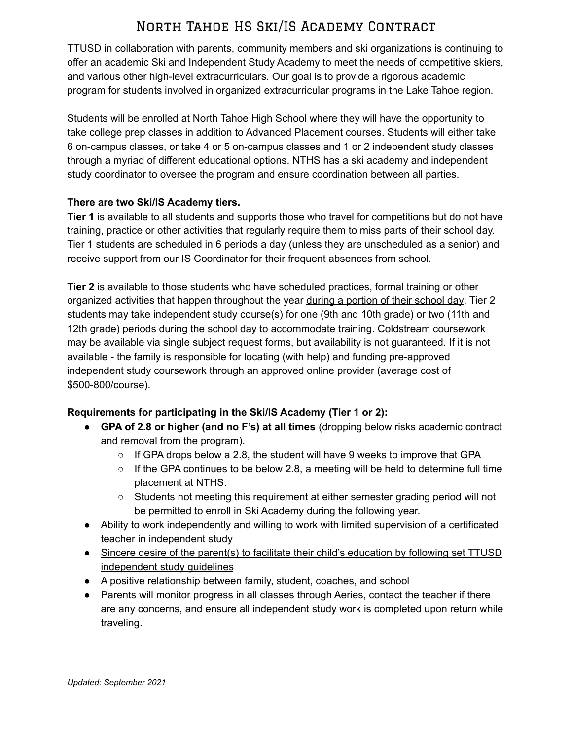# North Tahoe HS Ski/IS Academy Contract

TTUSD in collaboration with parents, community members and ski organizations is continuing to offer an academic Ski and Independent Study Academy to meet the needs of competitive skiers, and various other high-level extracurriculars. Our goal is to provide a rigorous academic program for students involved in organized extracurricular programs in the Lake Tahoe region.

Students will be enrolled at North Tahoe High School where they will have the opportunity to take college prep classes in addition to Advanced Placement courses. Students will either take 6 on-campus classes, or take 4 or 5 on-campus classes and 1 or 2 independent study classes through a myriad of different educational options. NTHS has a ski academy and independent study coordinator to oversee the program and ensure coordination between all parties.

**There are two Ski/IS Academy tiers.**

**Tier 1** is available to all students and supports those who travel for competitions but do not have training, practice or other activities that regularly require them to miss parts of their school day. Tier 1 students are scheduled in 6 periods a day (unless they are unscheduled as a senior) and receive support from our IS Coordinator for their frequent absences from school.

**Tier 2** is available to those students who have scheduled practices, formal training or other organized activities that happen throughout the year <u>during a portion of their school day</u>. Tier 2 students may take independent study course(s) for one (9th and 10th grade) or two (11th and 12th grade) periods during the school day to accommodate training. Coldstream coursework may be available via single subject request forms, but availability is not guaranteed. If it is not available - the family is responsible for locating (with help) and funding pre-approved independent study coursework through an approved online provider (average cost of $500-800/course).

**Requirements for participating in the Ski/IS Academy (Tier 1 or 2):**

- **GPA of 2.8 or higher (and no F's) at all times** (dropping below risks academic contract and removal from the program).
  - If GPA drops below a 2.8, the student will have 9 weeks to improve that GPA
  - If the GPA continues to be below 2.8, a meeting will be held to determine full time placement at NTHS.
  - Students not meeting this requirement at either semester grading period will not be permitted to enroll in Ski Academy during the following year.
- Ability to work independently and willing to work with limited supervision of a certificated teacher in independent study
- <u>Sincere desire of the parent(s) to facilitate their child's education by following set TTUSD independent study guidelines</u>
- A positive relationship between family, student, coaches, and school
- Parents will monitor progress in all classes through Aeries, contact the teacher if there are any concerns, and ensure all independent study work is completed upon return while traveling.

*Updated: September 2021*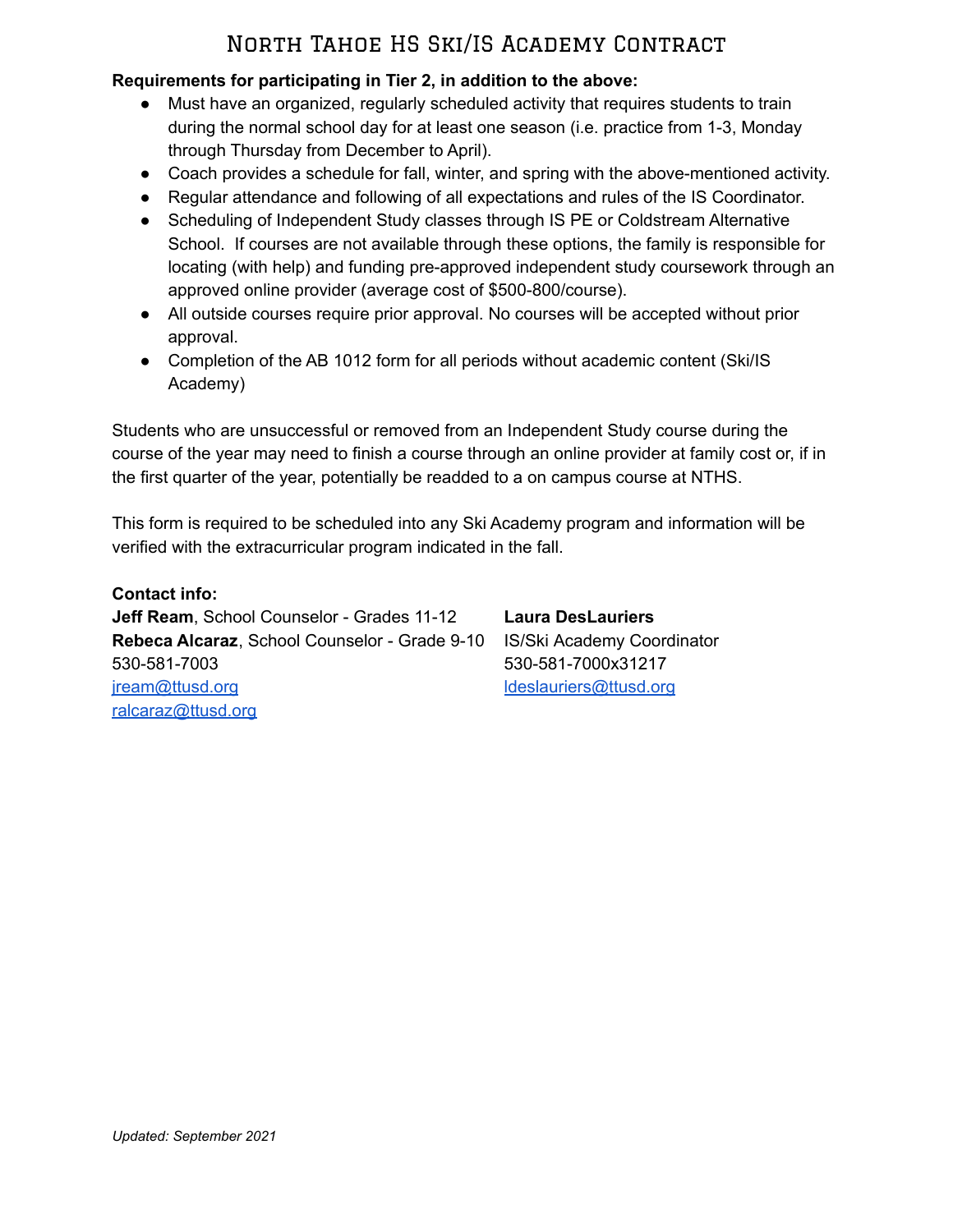# North Tahoe HS Ski/IS Academy Contract

**Requirements for participating in Tier 2, in addition to the above:**

- Must have an organized, regularly scheduled activity that requires students to train during the normal school day for at least one season (i.e. practice from 1-3, Monday through Thursday from December to April).
- Coach provides a schedule for fall, winter, and spring with the above-mentioned activity.
- Regular attendance and following of all expectations and rules of the IS Coordinator.
- Scheduling of Independent Study classes through IS PE or Coldstream Alternative School. If courses are not available through these options, the family is responsible for locating (with help) and funding pre-approved independent study coursework through an approved online provider (average cost of $500-800/course).
- All outside courses require prior approval. No courses will be accepted without prior approval.
- Completion of the AB 1012 form for all periods without academic content (Ski/IS Academy)

Students who are unsuccessful or removed from an Independent Study course during the course of the year may need to finish a course through an online provider at family cost or, if in the first quarter of the year, potentially be readded to a on campus course at NTHS.

This form is required to be scheduled into any Ski Academy program and information will be verified with the extracurricular program indicated in the fall.

**Contact info:**

**Jeff Ream**, School Counselor - Grades 11-12
**Rebeca Alcaraz**, School Counselor - Grade 9-10
530-581-7003
jream@ttusd.org
ralcaraz@ttusd.org

**Laura DesLauriers**
IS/Ski Academy Coordinator
530-581-7000x31217
ldeslauriers@ttusd.org

*Updated: September 2021*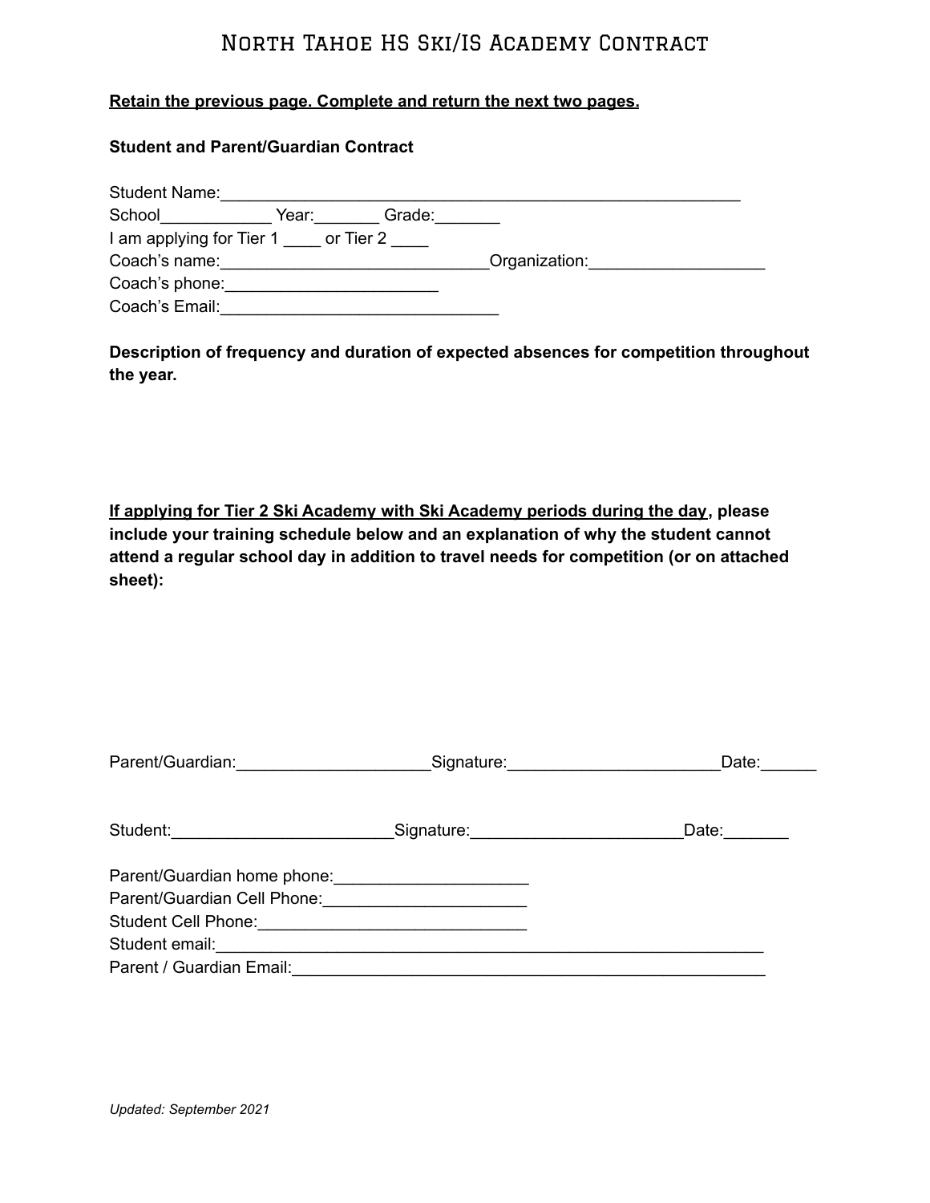# North Tahoe HS Ski/IS Academy Contract

**<u>Retain the previous page. Complete and return the next two pages.</u>**

**Student and Parent/Guardian Contract**

Student Name:___________________________________________________________

School____________ Year:_______ Grade:_______

I am applying for Tier 1 ____ or Tier 2 ____

Coach's name:______________________________Organization:___________________

Coach's phone:_______________________

Coach's Email:_______________________________

**Description of frequency and duration of expected absences for competition throughout the year.**

**<u>If applying for Tier 2 Ski Academy with Ski Academy periods during the day</u>, please include your training schedule below and an explanation of why the student cannot attend a regular school day in addition to travel needs for competition (or on attached sheet):**

Parent/Guardian:_____________________Signature:_______________________Date:______

Student:________________________Signature:______________________Date:_______

Parent/Guardian home phone:_____________________

Parent/Guardian Cell Phone:_____________________

Student Cell Phone:_____________________________

Student email:_____________________________________________________________

Parent / Guardian Email:____________________________________________________

*Updated: September 2021*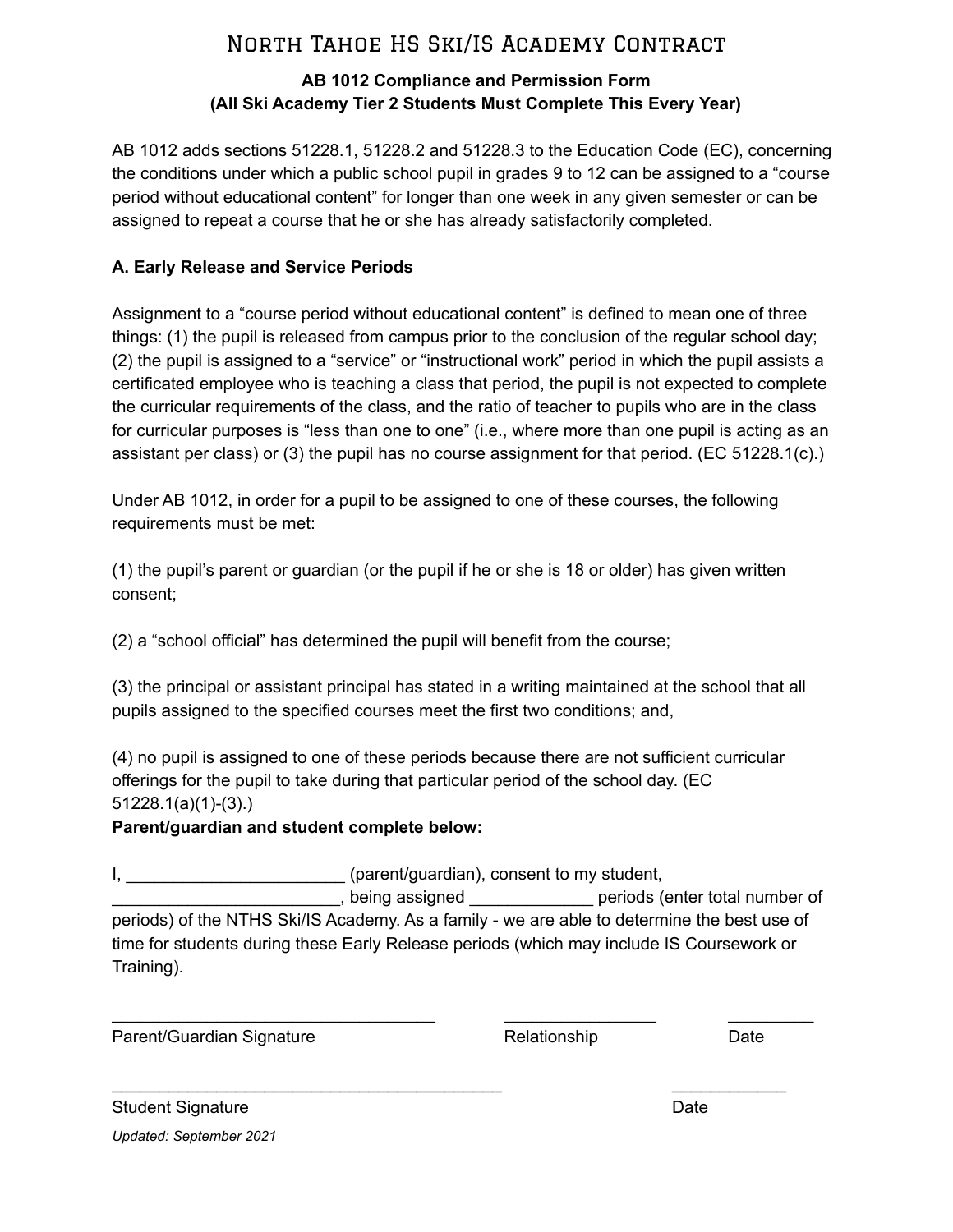# North Tahoe HS Ski/IS Academy Contract

**AB 1012 Compliance and Permission Form**
**(All Ski Academy Tier 2 Students Must Complete This Every Year)**

AB 1012 adds sections 51228.1, 51228.2 and 51228.3 to the Education Code (EC), concerning the conditions under which a public school pupil in grades 9 to 12 can be assigned to a "course period without educational content" for longer than one week in any given semester or can be assigned to repeat a course that he or she has already satisfactorily completed.

**A. Early Release and Service Periods**

Assignment to a "course period without educational content" is defined to mean one of three things: (1) the pupil is released from campus prior to the conclusion of the regular school day; (2) the pupil is assigned to a "service" or "instructional work" period in which the pupil assists a certificated employee who is teaching a class that period, the pupil is not expected to complete the curricular requirements of the class, and the ratio of teacher to pupils who are in the class for curricular purposes is "less than one to one" (i.e., where more than one pupil is acting as an assistant per class) or (3) the pupil has no course assignment for that period. (EC 51228.1(c).)

Under AB 1012, in order for a pupil to be assigned to one of these courses, the following requirements must be met:

(1) the pupil's parent or guardian (or the pupil if he or she is 18 or older) has given written consent;

(2) a "school official" has determined the pupil will benefit from the course;

(3) the principal or assistant principal has stated in a writing maintained at the school that all pupils assigned to the specified courses meet the first two conditions; and,

(4) no pupil is assigned to one of these periods because there are not sufficient curricular offerings for the pupil to take during that particular period of the school day. (EC 51228.1(a)(1)-(3).)

**Parent/guardian and student complete below:**

I, _______________________ (parent/guardian), consent to my student, ________________________, being assigned _____________ periods (enter total number of periods) of the NTHS Ski/IS Academy. As a family - we are able to determine the best use of time for students during these Early Release periods (which may include IS Coursework or Training).

___________________________________ ________________ _________
Parent/Guardian Signature Relationship Date

__________________________________________ ____________
Student Signature Date

*Updated: September 2021*